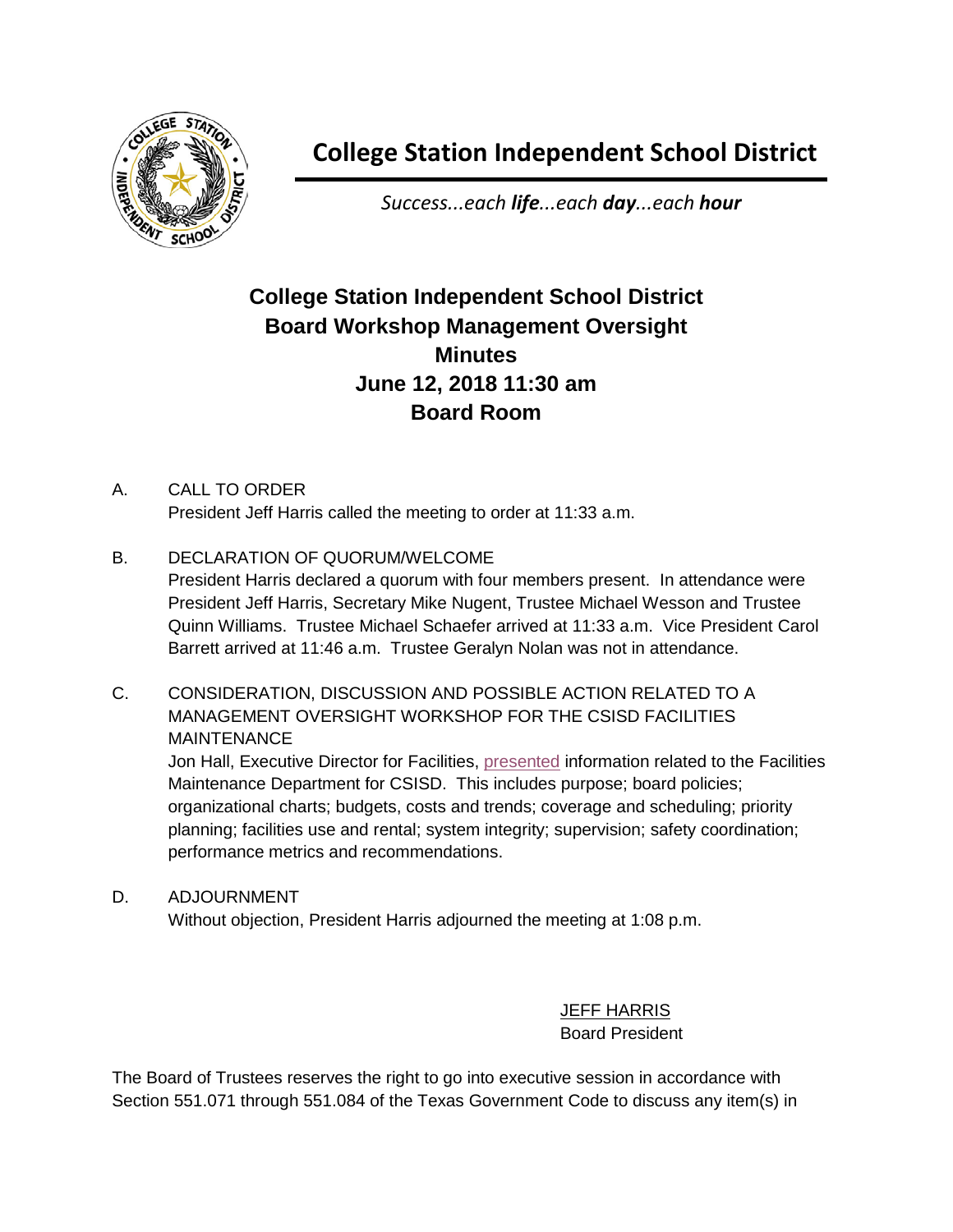# College Station Independent School District

*Success...each **life**...each **day**...each **hour***

## College Station Independent School District
## Board Workshop Management Oversight
## Minutes
## June 12, 2018 11:30 am
## Board Room

A. CALL TO ORDER
President Jeff Harris called the meeting to order at 11:33 a.m.

B. DECLARATION OF QUORUM/WELCOME
President Harris declared a quorum with four members present. In attendance were President Jeff Harris, Secretary Mike Nugent, Trustee Michael Wesson and Trustee Quinn Williams. Trustee Michael Schaefer arrived at 11:33 a.m. Vice President Carol Barrett arrived at 11:46 a.m. Trustee Geralyn Nolan was not in attendance.

C. CONSIDERATION, DISCUSSION AND POSSIBLE ACTION RELATED TO A MANAGEMENT OVERSIGHT WORKSHOP FOR THE CSISD FACILITIES MAINTENANCE
Jon Hall, Executive Director for Facilities, presented information related to the Facilities Maintenance Department for CSISD. This includes purpose; board policies; organizational charts; budgets, costs and trends; coverage and scheduling; priority planning; facilities use and rental; system integrity; supervision; safety coordination; performance metrics and recommendations.

D. ADJOURNMENT
Without objection, President Harris adjourned the meeting at 1:08 p.m.

JEFF HARRIS
Board President

The Board of Trustees reserves the right to go into executive session in accordance with Section 551.071 through 551.084 of the Texas Government Code to discuss any item(s) in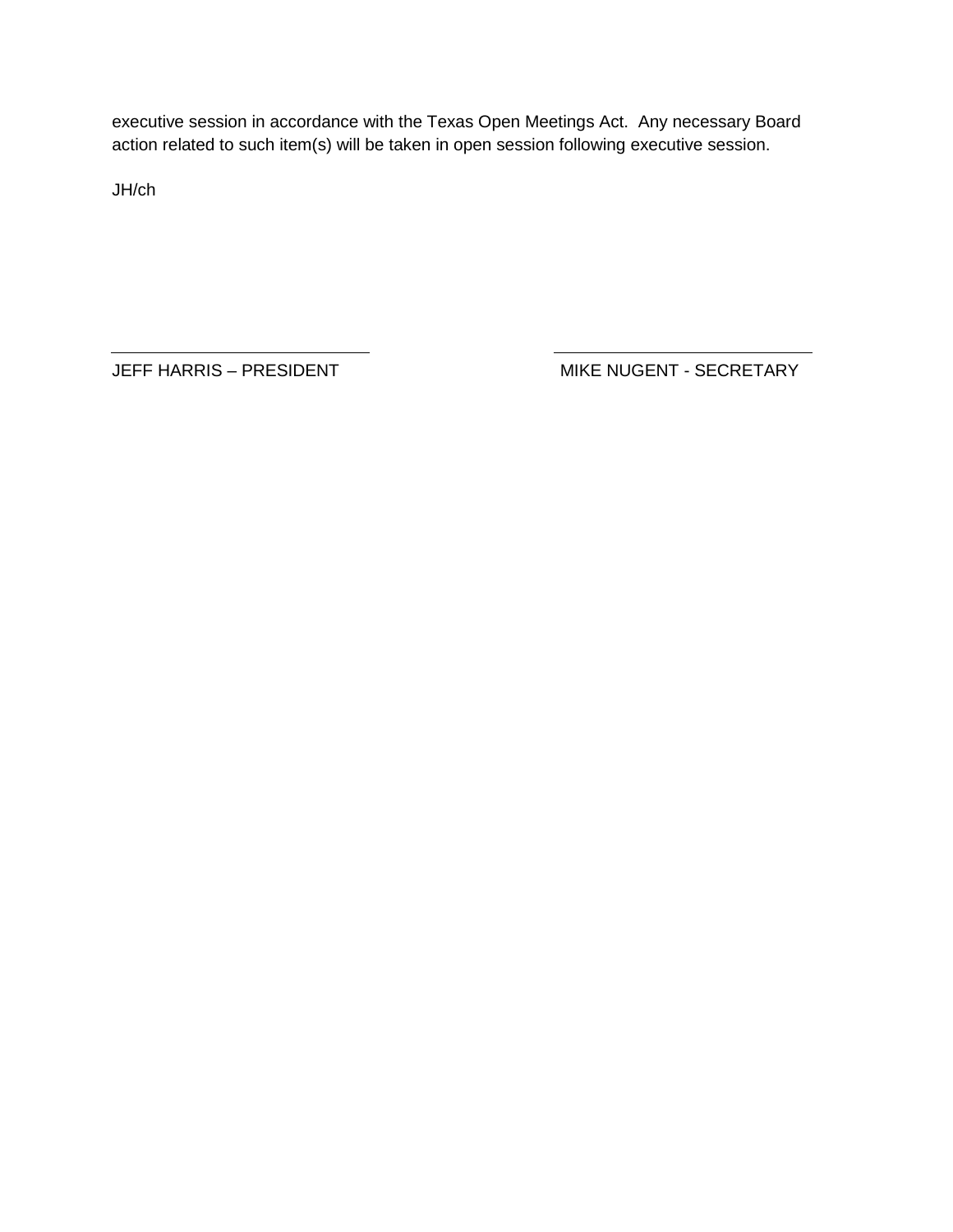executive session in accordance with the Texas Open Meetings Act. Any necessary Board action related to such item(s) will be taken in open session following executive session.

JH/ch

| | |
|---|---|
| JEFF HARRIS – PRESIDENT | MIKE NUGENT - SECRETARY |